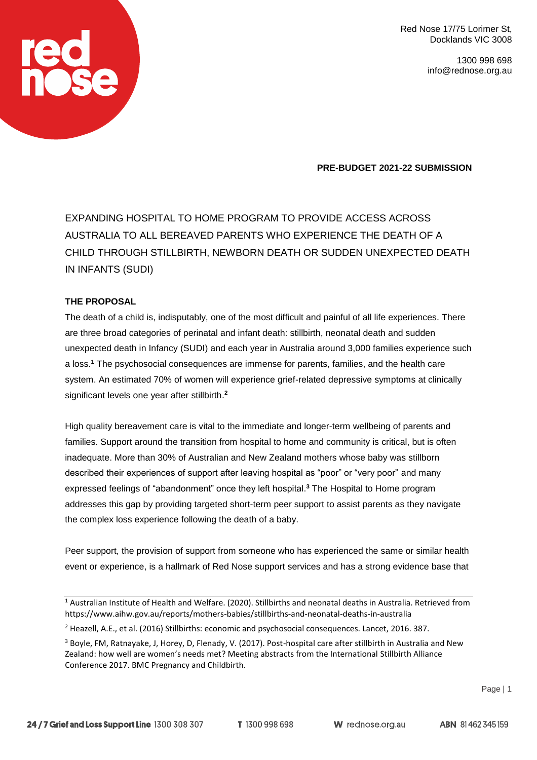Red Nose 17/75 Lorimer St,
Docklands VIC 3008

1300 998 698
info@rednose.org.au

**PRE-BUDGET 2021-22 SUBMISSION**

# EXPANDING HOSPITAL TO HOME PROGRAM TO PROVIDE ACCESS ACROSS AUSTRALIA TO ALL BEREAVED PARENTS WHO EXPERIENCE THE DEATH OF A CHILD THROUGH STILLBIRTH, NEWBORN DEATH OR SUDDEN UNEXPECTED DEATH IN INFANTS (SUDI)

## THE PROPOSAL

The death of a child is, indisputably, one of the most difficult and painful of all life experiences. There are three broad categories of perinatal and infant death: stillbirth, neonatal death and sudden unexpected death in Infancy (SUDI) and each year in Australia around 3,000 families experience such a loss.[1] The psychosocial consequences are immense for parents, families, and the health care system. An estimated 70% of women will experience grief-related depressive symptoms at clinically significant levels one year after stillbirth.[2]

High quality bereavement care is vital to the immediate and longer-term wellbeing of parents and families. Support around the transition from hospital to home and community is critical, but is often inadequate. More than 30% of Australian and New Zealand mothers whose baby was stillborn described their experiences of support after leaving hospital as "poor" or "very poor" and many expressed feelings of "abandonment" once they left hospital.[3] The Hospital to Home program addresses this gap by providing targeted short-term peer support to assist parents as they navigate the complex loss experience following the death of a baby.

Peer support, the provision of support from someone who has experienced the same or similar health event or experience, is a hallmark of Red Nose support services and has a strong evidence base that

---

[1] Australian Institute of Health and Welfare. (2020). Stillbirths and neonatal deaths in Australia. Retrieved from https://www.aihw.gov.au/reports/mothers-babies/stillbirths-and-neonatal-deaths-in-australia

[2] Heazell, A.E., et al. (2016) Stillbirths: economic and psychosocial consequences. Lancet, 2016. 387.

[3] Boyle, FM, Ratnayake, J, Horey, D, Flenady, V. (2017). Post-hospital care after stillbirth in Australia and New Zealand: how well are women's needs met? Meeting abstracts from the International Stillbirth Alliance Conference 2017. BMC Pregnancy and Childbirth.

24/7 Grief and Loss Support Line 1300 308 307 T 1300 998 698 W rednose.org.au ABN 81 462 345 159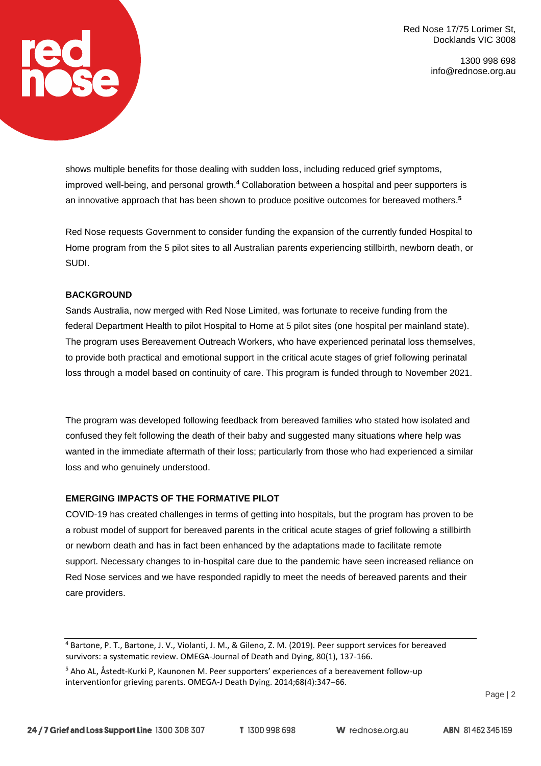shows multiple benefits for those dealing with sudden loss, including reduced grief symptoms, improved well-being, and personal growth.[4] Collaboration between a hospital and peer supporters is an innovative approach that has been shown to produce positive outcomes for bereaved mothers.[5]

Red Nose requests Government to consider funding the expansion of the currently funded Hospital to Home program from the 5 pilot sites to all Australian parents experiencing stillbirth, newborn death, or SUDI.

**BACKGROUND**

Sands Australia, now merged with Red Nose Limited, was fortunate to receive funding from the federal Department Health to pilot Hospital to Home at 5 pilot sites (one hospital per mainland state). The program uses Bereavement Outreach Workers, who have experienced perinatal loss themselves, to provide both practical and emotional support in the critical acute stages of grief following perinatal loss through a model based on continuity of care. This program is funded through to November 2021.

The program was developed following feedback from bereaved families who stated how isolated and confused they felt following the death of their baby and suggested many situations where help was wanted in the immediate aftermath of their loss; particularly from those who had experienced a similar loss and who genuinely understood.

**EMERGING IMPACTS OF THE FORMATIVE PILOT**

COVID-19 has created challenges in terms of getting into hospitals, but the program has proven to be a robust model of support for bereaved parents in the critical acute stages of grief following a stillbirth or newborn death and has in fact been enhanced by the adaptations made to facilitate remote support. Necessary changes to in-hospital care due to the pandemic have seen increased reliance on Red Nose services and we have responded rapidly to meet the needs of bereaved parents and their care providers.

---

[4] Bartone, P. T., Bartone, J. V., Violanti, J. M., & Gileno, Z. M. (2019). Peer support services for bereaved survivors: a systematic review. OMEGA-Journal of Death and Dying, 80(1), 137-166.

[5] Aho AL, Åstedt-Kurki P, Kaunonen M. Peer supporters' experiences of a bereavement follow-up interventionfor grieving parents. OMEGA-J Death Dying. 2014;68(4):347–66.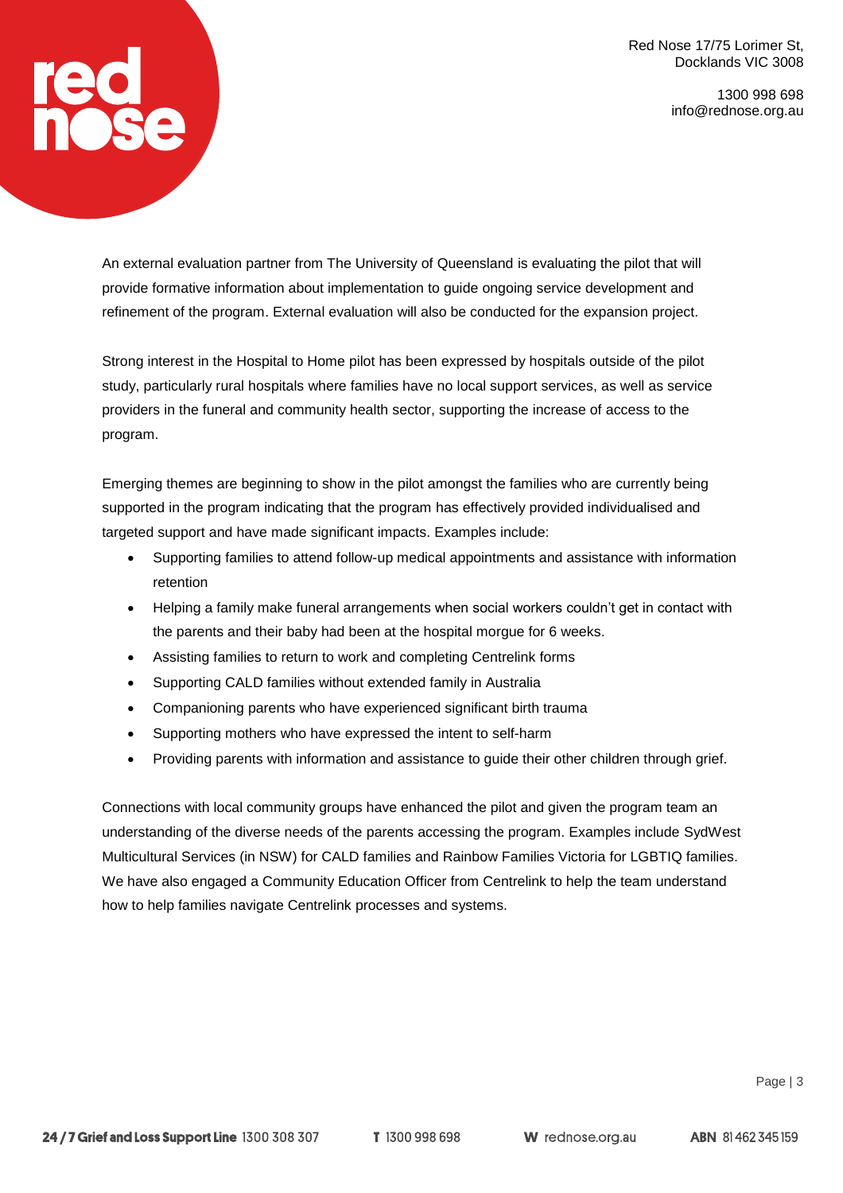An external evaluation partner from The University of Queensland is evaluating the pilot that will provide formative information about implementation to guide ongoing service development and refinement of the program. External evaluation will also be conducted for the expansion project.

Strong interest in the Hospital to Home pilot has been expressed by hospitals outside of the pilot study, particularly rural hospitals where families have no local support services, as well as service providers in the funeral and community health sector, supporting the increase of access to the program.

Emerging themes are beginning to show in the pilot amongst the families who are currently being supported in the program indicating that the program has effectively provided individualised and targeted support and have made significant impacts. Examples include:

- Supporting families to attend follow-up medical appointments and assistance with information retention
- Helping a family make funeral arrangements when social workers couldn't get in contact with the parents and their baby had been at the hospital morgue for 6 weeks.
- Assisting families to return to work and completing Centrelink forms
- Supporting CALD families without extended family in Australia
- Companioning parents who have experienced significant birth trauma
- Supporting mothers who have expressed the intent to self-harm
- Providing parents with information and assistance to guide their other children through grief.

Connections with local community groups have enhanced the pilot and given the program team an understanding of the diverse needs of the parents accessing the program. Examples include SydWest Multicultural Services (in NSW) for CALD families and Rainbow Families Victoria for LGBTIQ families. We have also engaged a Community Education Officer from Centrelink to help the team understand how to help families navigate Centrelink processes and systems.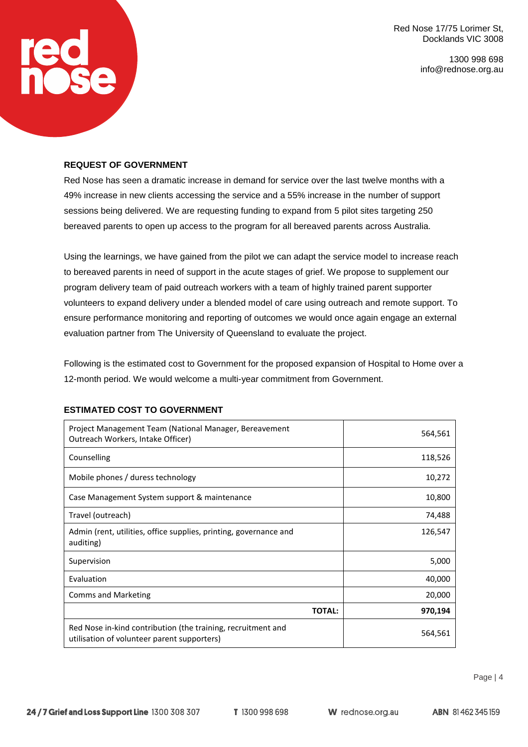## REQUEST OF GOVERNMENT

Red Nose has seen a dramatic increase in demand for service over the last twelve months with a 49% increase in new clients accessing the service and a 55% increase in the number of support sessions being delivered. We are requesting funding to expand from 5 pilot sites targeting 250 bereaved parents to open up access to the program for all bereaved parents across Australia.

Using the learnings, we have gained from the pilot we can adapt the service model to increase reach to bereaved parents in need of support in the acute stages of grief. We propose to supplement our program delivery team of paid outreach workers with a team of highly trained parent supporter volunteers to expand delivery under a blended model of care using outreach and remote support. To ensure performance monitoring and reporting of outcomes we would once again engage an external evaluation partner from The University of Queensland to evaluate the project.

Following is the estimated cost to Government for the proposed expansion of Hospital to Home over a 12-month period. We would welcome a multi-year commitment from Government.

## ESTIMATED COST TO GOVERNMENT

| Item | Cost |
|---|---|
| Project Management Team (National Manager, Bereavement Outreach Workers, Intake Officer) | 564,561 |
| Counselling | 118,526 |
| Mobile phones / duress technology | 10,272 |
| Case Management System support & maintenance | 10,800 |
| Travel (outreach) | 74,488 |
| Admin (rent, utilities, office supplies, printing, governance and auditing) | 126,547 |
| Supervision | 5,000 |
| Evaluation | 40,000 |
| Comms and Marketing | 20,000 |
| **TOTAL:** | **970,194** |
| Red Nose in-kind contribution (the training, recruitment and utilisation of volunteer parent supporters) | 564,561 |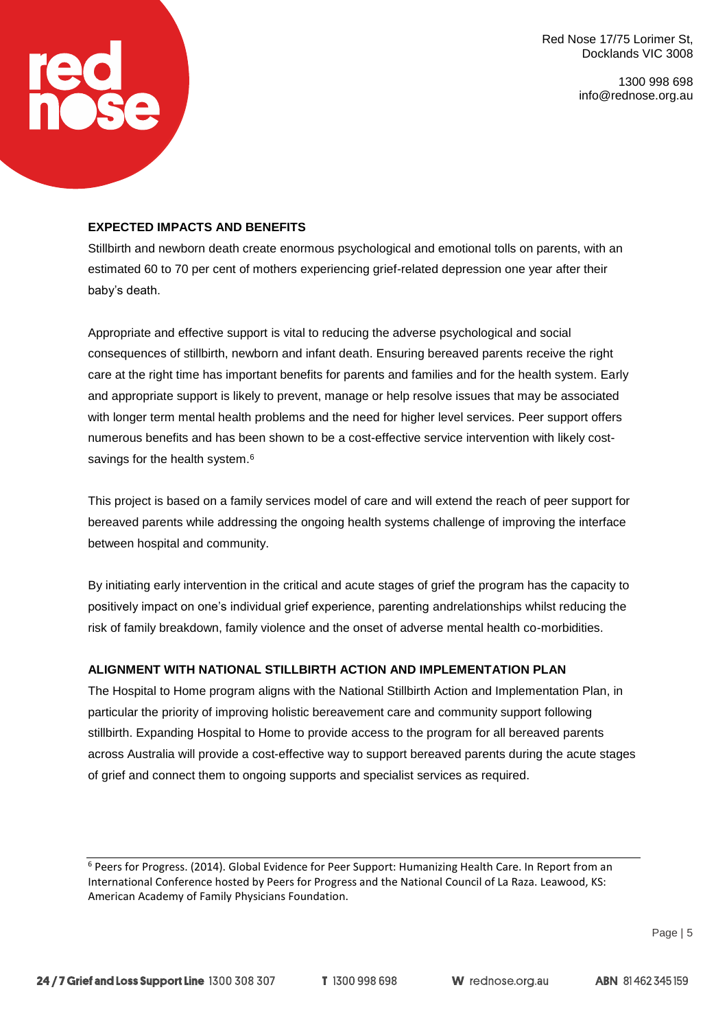## EXPECTED IMPACTS AND BENEFITS

Stillbirth and newborn death create enormous psychological and emotional tolls on parents, with an estimated 60 to 70 per cent of mothers experiencing grief-related depression one year after their baby's death.

Appropriate and effective support is vital to reducing the adverse psychological and social consequences of stillbirth, newborn and infant death. Ensuring bereaved parents receive the right care at the right time has important benefits for parents and families and for the health system. Early and appropriate support is likely to prevent, manage or help resolve issues that may be associated with longer term mental health problems and the need for higher level services. Peer support offers numerous benefits and has been shown to be a cost-effective service intervention with likely cost-savings for the health system.[6]

This project is based on a family services model of care and will extend the reach of peer support for bereaved parents while addressing the ongoing health systems challenge of improving the interface between hospital and community.

By initiating early intervention in the critical and acute stages of grief the program has the capacity to positively impact on one's individual grief experience, parenting andrelationships whilst reducing the risk of family breakdown, family violence and the onset of adverse mental health co-morbidities.

## ALIGNMENT WITH NATIONAL STILLBIRTH ACTION AND IMPLEMENTATION PLAN

The Hospital to Home program aligns with the National Stillbirth Action and Implementation Plan, in particular the priority of improving holistic bereavement care and community support following stillbirth. Expanding Hospital to Home to provide access to the program for all bereaved parents across Australia will provide a cost-effective way to support bereaved parents during the acute stages of grief and connect them to ongoing supports and specialist services as required.

---

[6] Peers for Progress. (2014). Global Evidence for Peer Support: Humanizing Health Care. In Report from an International Conference hosted by Peers for Progress and the National Council of La Raza. Leawood, KS: American Academy of Family Physicians Foundation.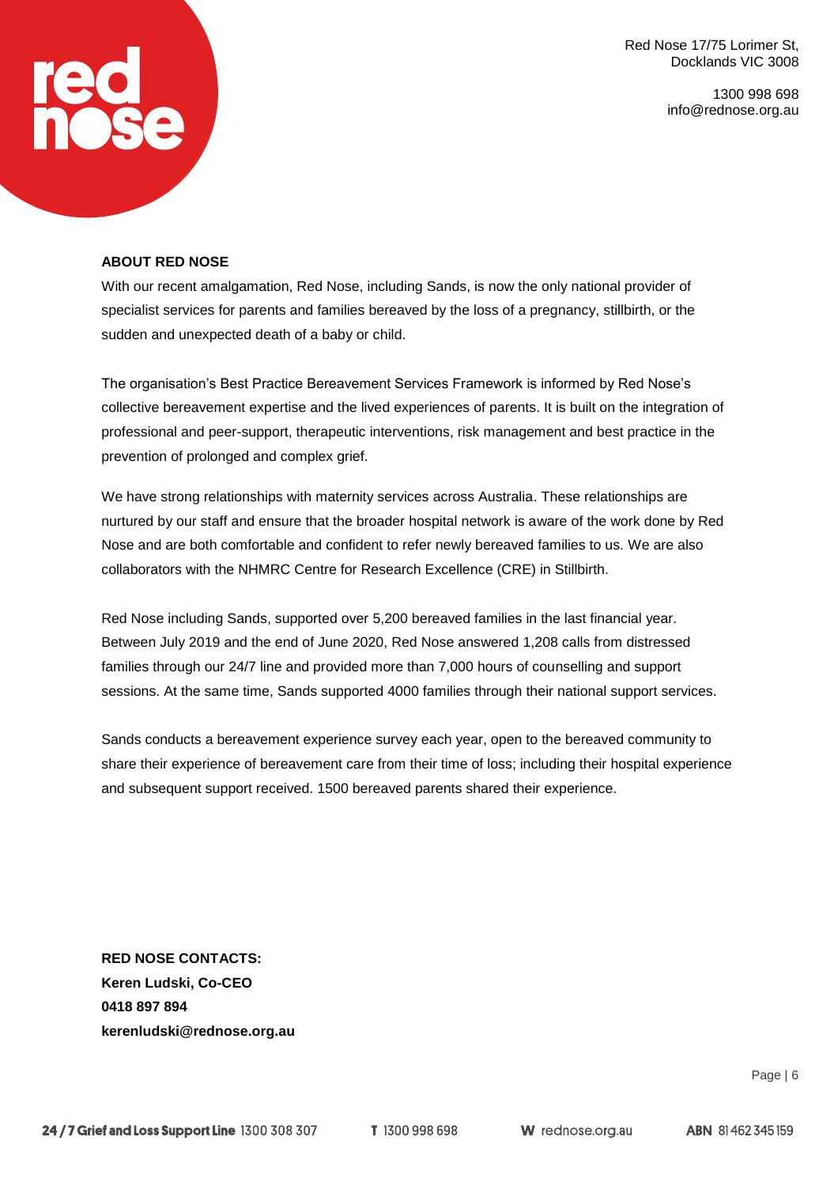**ABOUT RED NOSE**

With our recent amalgamation, Red Nose, including Sands, is now the only national provider of specialist services for parents and families bereaved by the loss of a pregnancy, stillbirth, or the sudden and unexpected death of a baby or child.

The organisation's Best Practice Bereavement Services Framework is informed by Red Nose's collective bereavement expertise and the lived experiences of parents. It is built on the integration of professional and peer-support, therapeutic interventions, risk management and best practice in the prevention of prolonged and complex grief.

We have strong relationships with maternity services across Australia. These relationships are nurtured by our staff and ensure that the broader hospital network is aware of the work done by Red Nose and are both comfortable and confident to refer newly bereaved families to us. We are also collaborators with the NHMRC Centre for Research Excellence (CRE) in Stillbirth.

Red Nose including Sands, supported over 5,200 bereaved families in the last financial year. Between July 2019 and the end of June 2020, Red Nose answered 1,208 calls from distressed families through our 24/7 line and provided more than 7,000 hours of counselling and support sessions. At the same time, Sands supported 4000 families through their national support services.

Sands conducts a bereavement experience survey each year, open to the bereaved community to share their experience of bereavement care from their time of loss; including their hospital experience and subsequent support received. 1500 bereaved parents shared their experience.

**RED NOSE CONTACTS:**
**Keren Ludski, Co-CEO**
**0418 897 894**
**kerenludski@rednose.org.au**